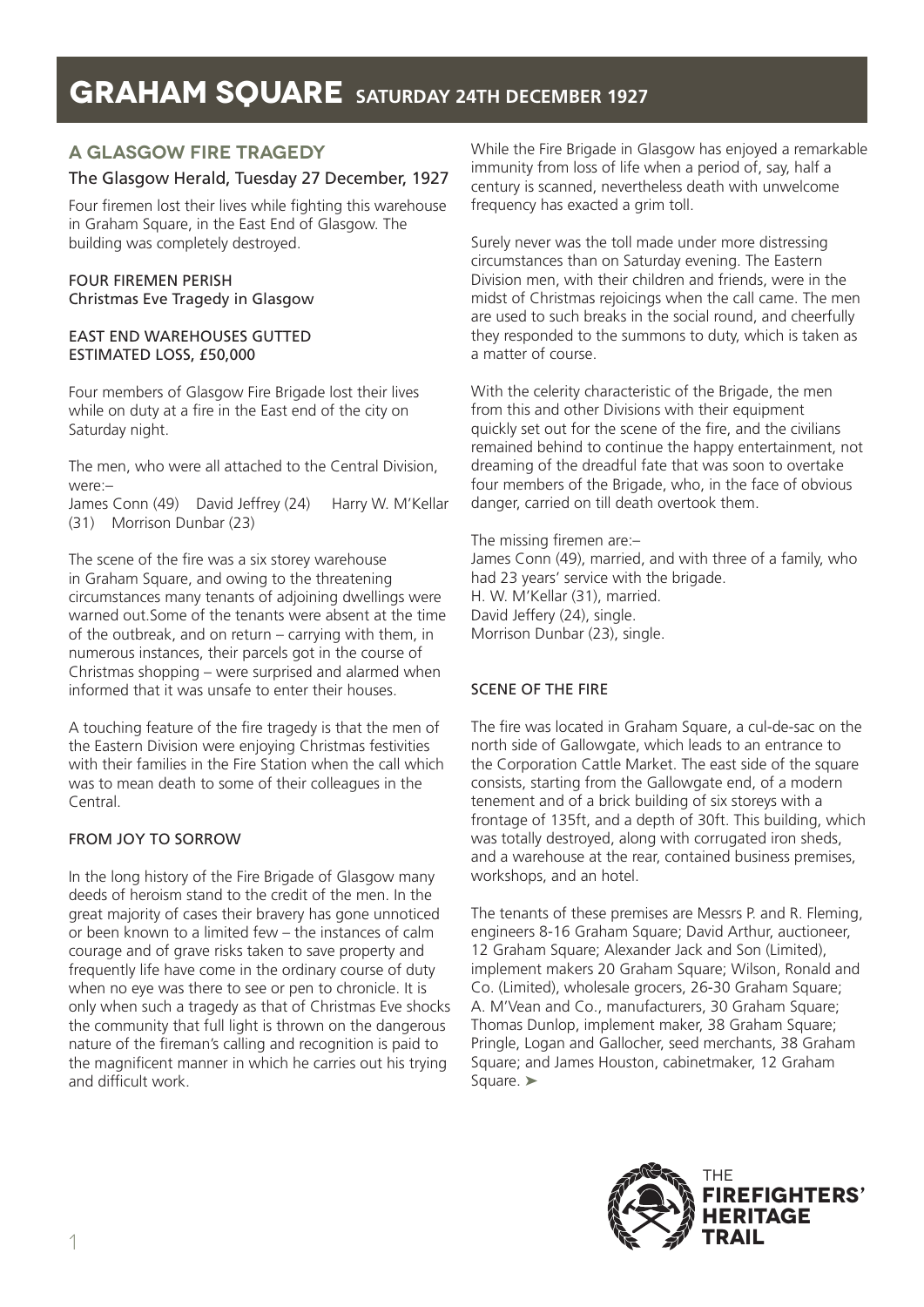# GRAHAM SQUARE SATURDAY 24TH DECEMBER 1927

## A GLASGOW FIRE TRAGEDY

### The Glasgow Herald, Tuesday 27 December, 1927

Four firemen lost their lives while fighting this warehouse in Graham Square, in the East End of Glasgow. The building was completely destroyed.

FOUR FIREMEN PERISH
Christmas Eve Tragedy in Glasgow

EAST END WAREHOUSES GUTTED
ESTIMATED LOSS, £50,000

Four members of Glasgow Fire Brigade lost their lives while on duty at a fire in the East end of the city on Saturday night.

The men, who were all attached to the Central Division, were:–
James Conn (49) David Jeffrey (24) Harry W. M'Kellar (31) Morrison Dunbar (23)

The scene of the fire was a six storey warehouse in Graham Square, and owing to the threatening circumstances many tenants of adjoining dwellings were warned out.Some of the tenants were absent at the time of the outbreak, and on return – carrying with them, in numerous instances, their parcels got in the course of Christmas shopping – were surprised and alarmed when informed that it was unsafe to enter their houses.

A touching feature of the fire tragedy is that the men of the Eastern Division were enjoying Christmas festivities with their families in the Fire Station when the call which was to mean death to some of their colleagues in the Central.

FROM JOY TO SORROW

In the long history of the Fire Brigade of Glasgow many deeds of heroism stand to the credit of the men. In the great majority of cases their bravery has gone unnoticed or been known to a limited few – the instances of calm courage and of grave risks taken to save property and frequently life have come in the ordinary course of duty when no eye was there to see or pen to chronicle. It is only when such a tragedy as that of Christmas Eve shocks the community that full light is thrown on the dangerous nature of the fireman's calling and recognition is paid to the magnificent manner in which he carries out his trying and difficult work.

While the Fire Brigade in Glasgow has enjoyed a remarkable immunity from loss of life when a period of, say, half a century is scanned, nevertheless death with unwelcome frequency has exacted a grim toll.

Surely never was the toll made under more distressing circumstances than on Saturday evening. The Eastern Division men, with their children and friends, were in the midst of Christmas rejoicings when the call came. The men are used to such breaks in the social round, and cheerfully they responded to the summons to duty, which is taken as a matter of course.

With the celerity characteristic of the Brigade, the men from this and other Divisions with their equipment quickly set out for the scene of the fire, and the civilians remained behind to continue the happy entertainment, not dreaming of the dreadful fate that was soon to overtake four members of the Brigade, who, in the face of obvious danger, carried on till death overtook them.

The missing firemen are:–
James Conn (49), married, and with three of a family, who had 23 years' service with the brigade.
H. W. M'Kellar (31), married.
David Jeffery (24), single.
Morrison Dunbar (23), single.

SCENE OF THE FIRE

The fire was located in Graham Square, a cul-de-sac on the north side of Gallowgate, which leads to an entrance to the Corporation Cattle Market. The east side of the square consists, starting from the Gallowgate end, of a modern tenement and of a brick building of six storeys with a frontage of 135ft, and a depth of 30ft. This building, which was totally destroyed, along with corrugated iron sheds, and a warehouse at the rear, contained business premises, workshops, and an hotel.

The tenants of these premises are Messrs P. and R. Fleming, engineers 8-16 Graham Square; David Arthur, auctioneer, 12 Graham Square; Alexander Jack and Son (Limited), implement makers 20 Graham Square; Wilson, Ronald and Co. (Limited), wholesale grocers, 26-30 Graham Square; A. M'Vean and Co., manufacturers, 30 Graham Square; Thomas Dunlop, implement maker, 38 Graham Square; Pringle, Logan and Gallocher, seed merchants, 38 Graham Square; and James Houston, cabinetmaker, 12 Graham Square. ➤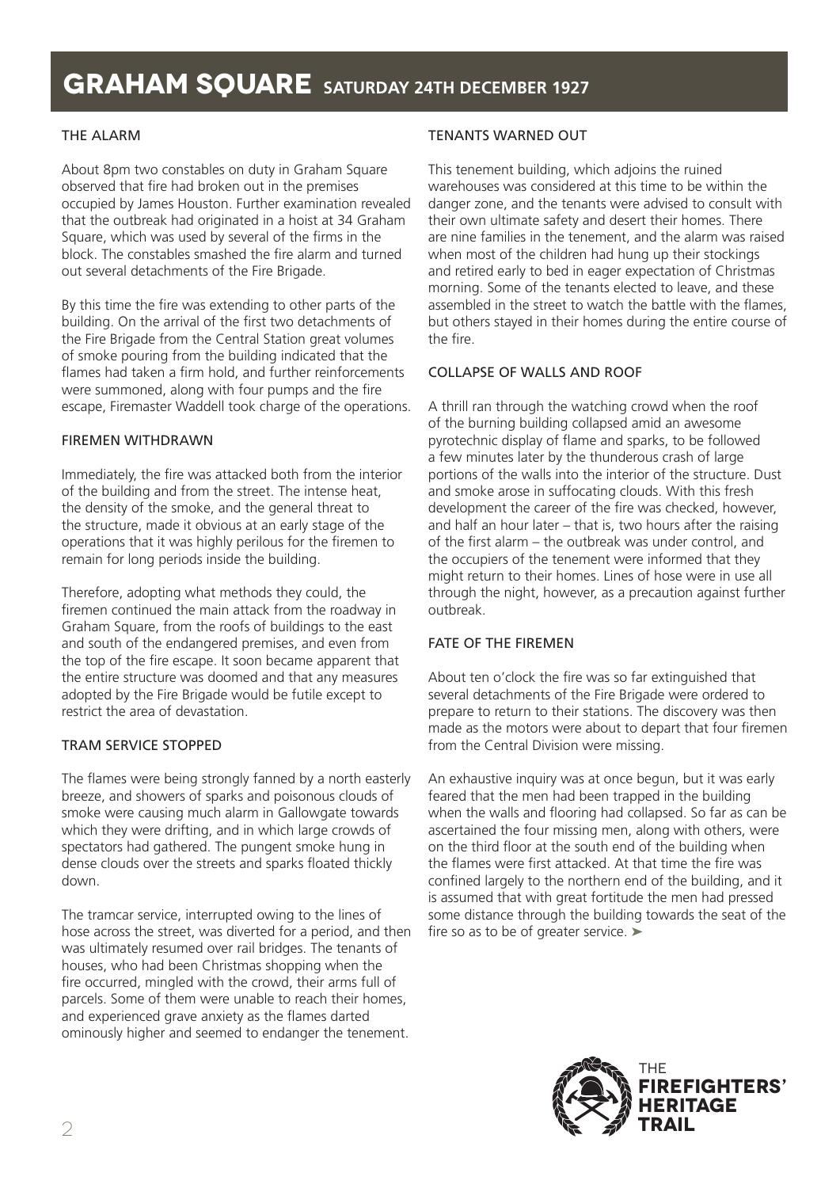# GRAHAM SQUARE SATURDAY 24TH DECEMBER 1927

## THE ALARM

About 8pm two constables on duty in Graham Square observed that fire had broken out in the premises occupied by James Houston. Further examination revealed that the outbreak had originated in a hoist at 34 Graham Square, which was used by several of the firms in the block. The constables smashed the fire alarm and turned out several detachments of the Fire Brigade.

By this time the fire was extending to other parts of the building. On the arrival of the first two detachments of the Fire Brigade from the Central Station great volumes of smoke pouring from the building indicated that the flames had taken a firm hold, and further reinforcements were summoned, along with four pumps and the fire escape, Firemaster Waddell took charge of the operations.

## FIREMEN WITHDRAWN

Immediately, the fire was attacked both from the interior of the building and from the street. The intense heat, the density of the smoke, and the general threat to the structure, made it obvious at an early stage of the operations that it was highly perilous for the firemen to remain for long periods inside the building.

Therefore, adopting what methods they could, the firemen continued the main attack from the roadway in Graham Square, from the roofs of buildings to the east and south of the endangered premises, and even from the top of the fire escape. It soon became apparent that the entire structure was doomed and that any measures adopted by the Fire Brigade would be futile except to restrict the area of devastation.

## TRAM SERVICE STOPPED

The flames were being strongly fanned by a north easterly breeze, and showers of sparks and poisonous clouds of smoke were causing much alarm in Gallowgate towards which they were drifting, and in which large crowds of spectators had gathered. The pungent smoke hung in dense clouds over the streets and sparks floated thickly down.

The tramcar service, interrupted owing to the lines of hose across the street, was diverted for a period, and then was ultimately resumed over rail bridges. The tenants of houses, who had been Christmas shopping when the fire occurred, mingled with the crowd, their arms full of parcels. Some of them were unable to reach their homes, and experienced grave anxiety as the flames darted ominously higher and seemed to endanger the tenement.

## TENANTS WARNED OUT

This tenement building, which adjoins the ruined warehouses was considered at this time to be within the danger zone, and the tenants were advised to consult with their own ultimate safety and desert their homes. There are nine families in the tenement, and the alarm was raised when most of the children had hung up their stockings and retired early to bed in eager expectation of Christmas morning. Some of the tenants elected to leave, and these assembled in the street to watch the battle with the flames, but others stayed in their homes during the entire course of the fire.

## COLLAPSE OF WALLS AND ROOF

A thrill ran through the watching crowd when the roof of the burning building collapsed amid an awesome pyrotechnic display of flame and sparks, to be followed a few minutes later by the thunderous crash of large portions of the walls into the interior of the structure. Dust and smoke arose in suffocating clouds. With this fresh development the career of the fire was checked, however, and half an hour later – that is, two hours after the raising of the first alarm – the outbreak was under control, and the occupiers of the tenement were informed that they might return to their homes. Lines of hose were in use all through the night, however, as a precaution against further outbreak.

## FATE OF THE FIREMEN

About ten o'clock the fire was so far extinguished that several detachments of the Fire Brigade were ordered to prepare to return to their stations. The discovery was then made as the motors were about to depart that four firemen from the Central Division were missing.

An exhaustive inquiry was at once begun, but it was early feared that the men had been trapped in the building when the walls and flooring had collapsed. So far as can be ascertained the four missing men, along with others, were on the third floor at the south end of the building when the flames were first attacked. At that time the fire was confined largely to the northern end of the building, and it is assumed that with great fortitude the men had pressed some distance through the building towards the seat of the fire so as to be of greater service. ➤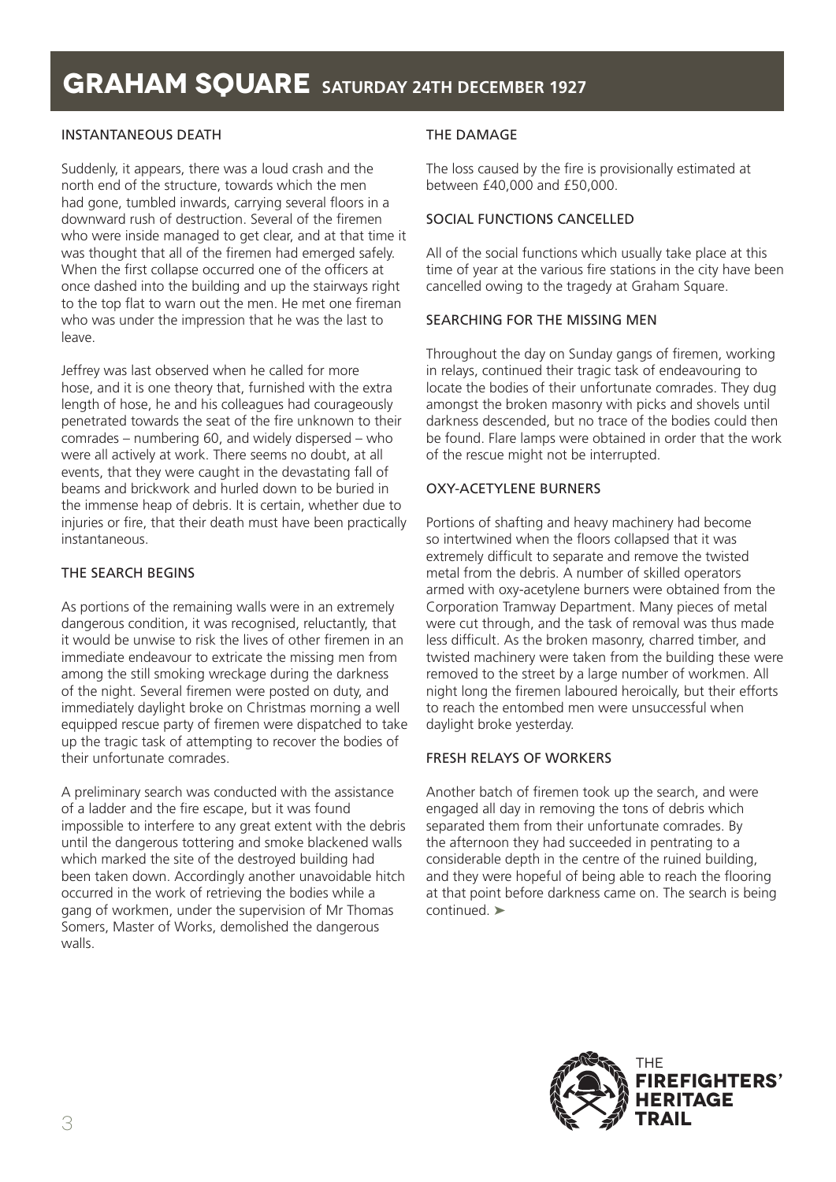# GRAHAM SQUARE SATURDAY 24TH DECEMBER 1927

## INSTANTANEOUS DEATH

Suddenly, it appears, there was a loud crash and the north end of the structure, towards which the men had gone, tumbled inwards, carrying several floors in a downward rush of destruction. Several of the firemen who were inside managed to get clear, and at that time it was thought that all of the firemen had emerged safely. When the first collapse occurred one of the officers at once dashed into the building and up the stairways right to the top flat to warn out the men. He met one fireman who was under the impression that he was the last to leave.

Jeffrey was last observed when he called for more hose, and it is one theory that, furnished with the extra length of hose, he and his colleagues had courageously penetrated towards the seat of the fire unknown to their comrades – numbering 60, and widely dispersed – who were all actively at work. There seems no doubt, at all events, that they were caught in the devastating fall of beams and brickwork and hurled down to be buried in the immense heap of debris. It is certain, whether due to injuries or fire, that their death must have been practically instantaneous.

## THE SEARCH BEGINS

As portions of the remaining walls were in an extremely dangerous condition, it was recognised, reluctantly, that it would be unwise to risk the lives of other firemen in an immediate endeavour to extricate the missing men from among the still smoking wreckage during the darkness of the night. Several firemen were posted on duty, and immediately daylight broke on Christmas morning a well equipped rescue party of firemen were dispatched to take up the tragic task of attempting to recover the bodies of their unfortunate comrades.

A preliminary search was conducted with the assistance of a ladder and the fire escape, but it was found impossible to interfere to any great extent with the debris until the dangerous tottering and smoke blackened walls which marked the site of the destroyed building had been taken down. Accordingly another unavoidable hitch occurred in the work of retrieving the bodies while a gang of workmen, under the supervision of Mr Thomas Somers, Master of Works, demolished the dangerous walls.

## THE DAMAGE

The loss caused by the fire is provisionally estimated at between £40,000 and £50,000.

## SOCIAL FUNCTIONS CANCELLED

All of the social functions which usually take place at this time of year at the various fire stations in the city have been cancelled owing to the tragedy at Graham Square.

## SEARCHING FOR THE MISSING MEN

Throughout the day on Sunday gangs of firemen, working in relays, continued their tragic task of endeavouring to locate the bodies of their unfortunate comrades. They dug amongst the broken masonry with picks and shovels until darkness descended, but no trace of the bodies could then be found. Flare lamps were obtained in order that the work of the rescue might not be interrupted.

## OXY-ACETYLENE BURNERS

Portions of shafting and heavy machinery had become so intertwined when the floors collapsed that it was extremely difficult to separate and remove the twisted metal from the debris. A number of skilled operators armed with oxy-acetylene burners were obtained from the Corporation Tramway Department. Many pieces of metal were cut through, and the task of removal was thus made less difficult. As the broken masonry, charred timber, and twisted machinery were taken from the building these were removed to the street by a large number of workmen. All night long the firemen laboured heroically, but their efforts to reach the entombed men were unsuccessful when daylight broke yesterday.

## FRESH RELAYS OF WORKERS

Another batch of firemen took up the search, and were engaged all day in removing the tons of debris which separated them from their unfortunate comrades. By the afternoon they had succeeded in pentrating to a considerable depth in the centre of the ruined building, and they were hopeful of being able to reach the flooring at that point before darkness came on. The search is being continued. ➤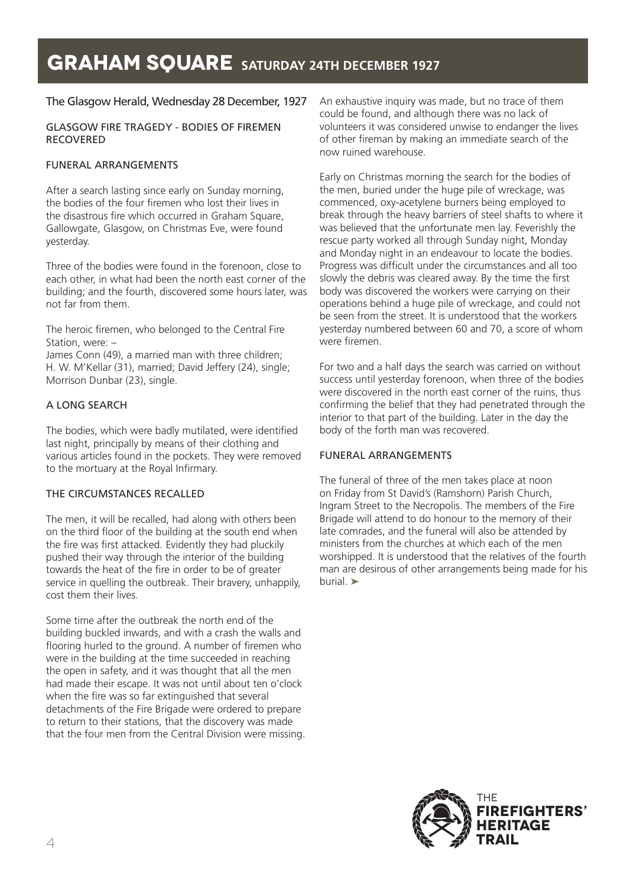# GRAHAM SQUARE SATURDAY 24TH DECEMBER 1927

The Glasgow Herald, Wednesday 28 December, 1927

GLASGOW FIRE TRAGEDY - BODIES OF FIREMEN RECOVERED

FUNERAL ARRANGEMENTS

After a search lasting since early on Sunday morning, the bodies of the four firemen who lost their lives in the disastrous fire which occurred in Graham Square, Gallowgate, Glasgow, on Christmas Eve, were found yesterday.

Three of the bodies were found in the forenoon, close to each other, in what had been the north east corner of the building; and the fourth, discovered some hours later, was not far from them.

The heroic firemen, who belonged to the Central Fire Station, were: –
James Conn (49), a married man with three children; H. W. M'Kellar (31), married; David Jeffery (24), single; Morrison Dunbar (23), single.

A LONG SEARCH

The bodies, which were badly mutilated, were identified last night, principally by means of their clothing and various articles found in the pockets. They were removed to the mortuary at the Royal Infirmary.

THE CIRCUMSTANCES RECALLED

The men, it will be recalled, had along with others been on the third floor of the building at the south end when the fire was first attacked. Evidently they had pluckily pushed their way through the interior of the building towards the heat of the fire in order to be of greater service in quelling the outbreak. Their bravery, unhappily, cost them their lives.

Some time after the outbreak the north end of the building buckled inwards, and with a crash the walls and flooring hurled to the ground. A number of firemen who were in the building at the time succeeded in reaching the open in safety, and it was thought that all the men had made their escape. It was not until about ten o'clock when the fire was so far extinguished that several detachments of the Fire Brigade were ordered to prepare to return to their stations, that the discovery was made that the four men from the Central Division were missing. An exhaustive inquiry was made, but no trace of them could be found, and although there was no lack of volunteers it was considered unwise to endanger the lives of other fireman by making an immediate search of the now ruined warehouse.

Early on Christmas morning the search for the bodies of the men, buried under the huge pile of wreckage, was commenced, oxy-acetylene burners being employed to break through the heavy barriers of steel shafts to where it was believed that the unfortunate men lay. Feverishly the rescue party worked all through Sunday night, Monday and Monday night in an endeavour to locate the bodies. Progress was difficult under the circumstances and all too slowly the debris was cleared away. By the time the first body was discovered the workers were carrying on their operations behind a huge pile of wreckage, and could not be seen from the street. It is understood that the workers yesterday numbered between 60 and 70, a score of whom were firemen.

For two and a half days the search was carried on without success until yesterday forenoon, when three of the bodies were discovered in the north east corner of the ruins, thus confirming the belief that they had penetrated through the interior to that part of the building. Later in the day the body of the forth man was recovered.

FUNERAL ARRANGEMENTS

The funeral of three of the men takes place at noon on Friday from St David's (Ramshorn) Parish Church, Ingram Street to the Necropolis. The members of the Fire Brigade will attend to do honour to the memory of their late comrades, and the funeral will also be attended by ministers from the churches at which each of the men worshipped. It is understood that the relatives of the fourth man are desirous of other arrangements being made for his burial. ➤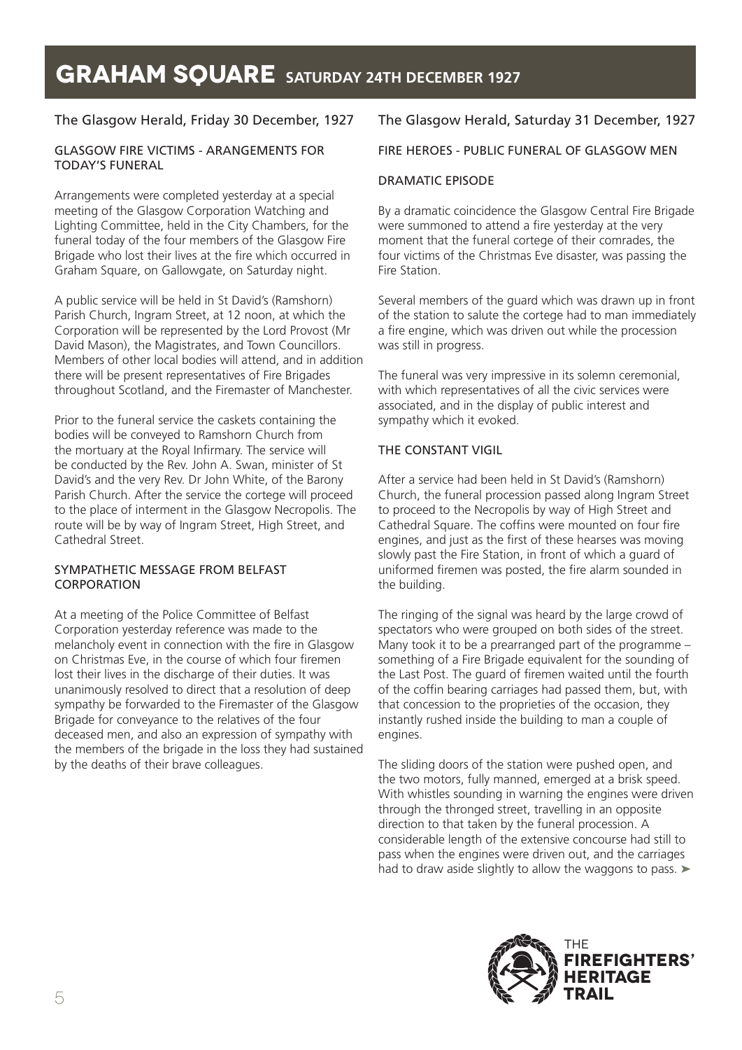# GRAHAM SQUARE SATURDAY 24TH DECEMBER 1927

The Glasgow Herald, Friday 30 December, 1927

GLASGOW FIRE VICTIMS - ARANGEMENTS FOR TODAY'S FUNERAL

Arrangements were completed yesterday at a special meeting of the Glasgow Corporation Watching and Lighting Committee, held in the City Chambers, for the funeral today of the four members of the Glasgow Fire Brigade who lost their lives at the fire which occurred in Graham Square, on Gallowgate, on Saturday night.

A public service will be held in St David's (Ramshorn) Parish Church, Ingram Street, at 12 noon, at which the Corporation will be represented by the Lord Provost (Mr David Mason), the Magistrates, and Town Councillors. Members of other local bodies will attend, and in addition there will be present representatives of Fire Brigades throughout Scotland, and the Firemaster of Manchester.

Prior to the funeral service the caskets containing the bodies will be conveyed to Ramshorn Church from the mortuary at the Royal Infirmary. The service will be conducted by the Rev. John A. Swan, minister of St David's and the very Rev. Dr John White, of the Barony Parish Church. After the service the cortege will proceed to the place of interment in the Glasgow Necropolis. The route will be by way of Ingram Street, High Street, and Cathedral Street.

SYMPATHETIC MESSAGE FROM BELFAST CORPORATION

At a meeting of the Police Committee of Belfast Corporation yesterday reference was made to the melancholy event in connection with the fire in Glasgow on Christmas Eve, in the course of which four firemen lost their lives in the discharge of their duties. It was unanimously resolved to direct that a resolution of deep sympathy be forwarded to the Firemaster of the Glasgow Brigade for conveyance to the relatives of the four deceased men, and also an expression of sympathy with the members of the brigade in the loss they had sustained by the deaths of their brave colleagues.

The Glasgow Herald, Saturday 31 December, 1927

FIRE HEROES - PUBLIC FUNERAL OF GLASGOW MEN

DRAMATIC EPISODE

By a dramatic coincidence the Glasgow Central Fire Brigade were summoned to attend a fire yesterday at the very moment that the funeral cortege of their comrades, the four victims of the Christmas Eve disaster, was passing the Fire Station.

Several members of the guard which was drawn up in front of the station to salute the cortege had to man immediately a fire engine, which was driven out while the procession was still in progress.

The funeral was very impressive in its solemn ceremonial, with which representatives of all the civic services were associated, and in the display of public interest and sympathy which it evoked.

THE CONSTANT VIGIL

After a service had been held in St David's (Ramshorn) Church, the funeral procession passed along Ingram Street to proceed to the Necropolis by way of High Street and Cathedral Square. The coffins were mounted on four fire engines, and just as the first of these hearses was moving slowly past the Fire Station, in front of which a guard of uniformed firemen was posted, the fire alarm sounded in the building.

The ringing of the signal was heard by the large crowd of spectators who were grouped on both sides of the street. Many took it to be a prearranged part of the programme – something of a Fire Brigade equivalent for the sounding of the Last Post. The guard of firemen waited until the fourth of the coffin bearing carriages had passed them, but, with that concession to the proprieties of the occasion, they instantly rushed inside the building to man a couple of engines.

The sliding doors of the station were pushed open, and the two motors, fully manned, emerged at a brisk speed. With whistles sounding in warning the engines were driven through the thronged street, travelling in an opposite direction to that taken by the funeral procession. A considerable length of the extensive concourse had still to pass when the engines were driven out, and the carriages had to draw aside slightly to allow the waggons to pass. ➤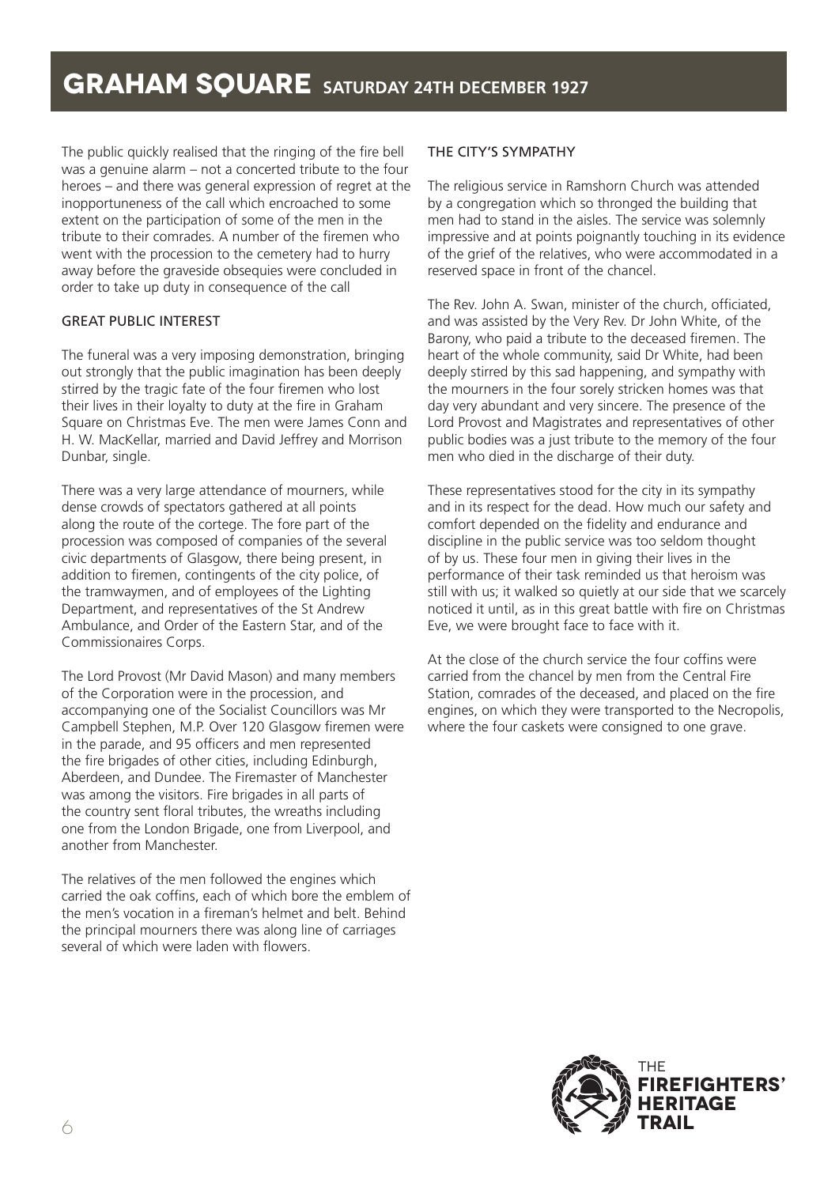# GRAHAM SQUARE SATURDAY 24TH DECEMBER 1927

The public quickly realised that the ringing of the fire bell was a genuine alarm – not a concerted tribute to the four heroes – and there was general expression of regret at the inopportuneness of the call which encroached to some extent on the participation of some of the men in the tribute to their comrades. A number of the firemen who went with the procession to the cemetery had to hurry away before the graveside obsequies were concluded in order to take up duty in consequence of the call

## GREAT PUBLIC INTEREST

The funeral was a very imposing demonstration, bringing out strongly that the public imagination has been deeply stirred by the tragic fate of the four firemen who lost their lives in their loyalty to duty at the fire in Graham Square on Christmas Eve. The men were James Conn and H. W. MacKellar, married and David Jeffrey and Morrison Dunbar, single.

There was a very large attendance of mourners, while dense crowds of spectators gathered at all points along the route of the cortege. The fore part of the procession was composed of companies of the several civic departments of Glasgow, there being present, in addition to firemen, contingents of the city police, of the tramwaymen, and of employees of the Lighting Department, and representatives of the St Andrew Ambulance, and Order of the Eastern Star, and of the Commissionaires Corps.

The Lord Provost (Mr David Mason) and many members of the Corporation were in the procession, and accompanying one of the Socialist Councillors was Mr Campbell Stephen, M.P. Over 120 Glasgow firemen were in the parade, and 95 officers and men represented the fire brigades of other cities, including Edinburgh, Aberdeen, and Dundee. The Firemaster of Manchester was among the visitors. Fire brigades in all parts of the country sent floral tributes, the wreaths including one from the London Brigade, one from Liverpool, and another from Manchester.

The relatives of the men followed the engines which carried the oak coffins, each of which bore the emblem of the men's vocation in a fireman's helmet and belt. Behind the principal mourners there was along line of carriages several of which were laden with flowers.

## THE CITY'S SYMPATHY

The religious service in Ramshorn Church was attended by a congregation which so thronged the building that men had to stand in the aisles. The service was solemnly impressive and at points poignantly touching in its evidence of the grief of the relatives, who were accommodated in a reserved space in front of the chancel.

The Rev. John A. Swan, minister of the church, officiated, and was assisted by the Very Rev. Dr John White, of the Barony, who paid a tribute to the deceased firemen. The heart of the whole community, said Dr White, had been deeply stirred by this sad happening, and sympathy with the mourners in the four sorely stricken homes was that day very abundant and very sincere. The presence of the Lord Provost and Magistrates and representatives of other public bodies was a just tribute to the memory of the four men who died in the discharge of their duty.

These representatives stood for the city in its sympathy and in its respect for the dead. How much our safety and comfort depended on the fidelity and endurance and discipline in the public service was too seldom thought of by us. These four men in giving their lives in the performance of their task reminded us that heroism was still with us; it walked so quietly at our side that we scarcely noticed it until, as in this great battle with fire on Christmas Eve, we were brought face to face with it.

At the close of the church service the four coffins were carried from the chancel by men from the Central Fire Station, comrades of the deceased, and placed on the fire engines, on which they were transported to the Necropolis, where the four caskets were consigned to one grave.

THE FIREFIGHTERS' HERITAGE TRAIL